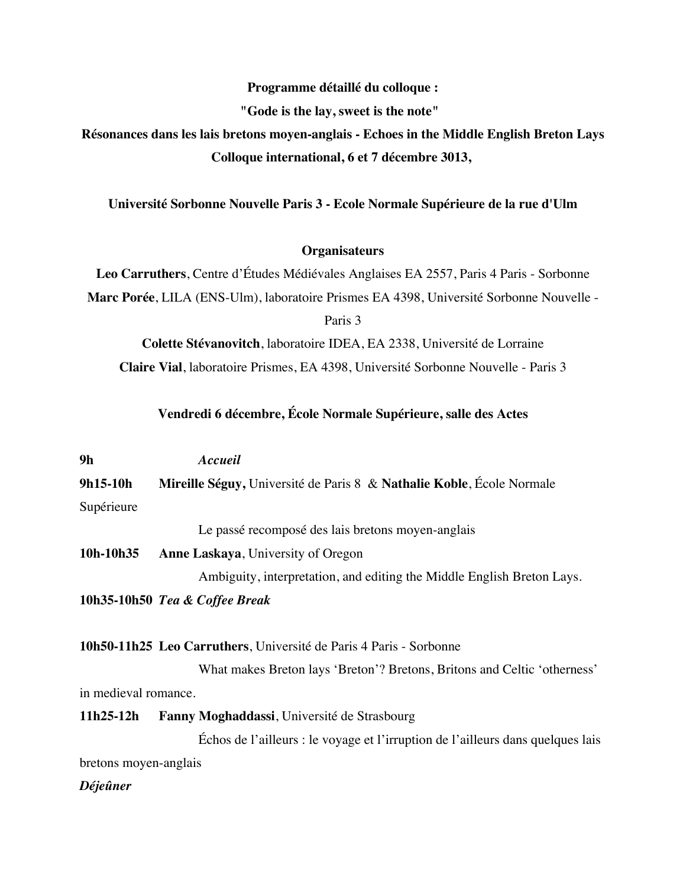**Programme détaillé du colloque :**

**"Gode is the lay, sweet is the note"**

**Résonances dans les lais bretons moyen-anglais - Echoes in the Middle English Breton Lays**

**Colloque international, 6 et 7 décembre 3013,**

**Université Sorbonne Nouvelle Paris 3 - Ecole Normale Supérieure de la rue d'Ulm**

**Organisateurs**

**Leo Carruthers**, Centre d'Études Médiévales Anglaises EA 2557, Paris 4 Paris - Sorbonne

**Marc Porée**, LILA (ENS-Ulm), laboratoire Prismes EA 4398, Université Sorbonne Nouvelle - Paris 3

**Colette Stévanovitch**, laboratoire IDEA, EA 2338, Université de Lorraine

**Claire Vial**, laboratoire Prismes, EA 4398, Université Sorbonne Nouvelle - Paris 3

**Vendredi 6 décembre, École Normale Supérieure, salle des Actes**

**9h** *Accueil*

**9h15-10h** **Mireille Séguy,** Université de Paris 8 & **Nathalie Koble**, École Normale Supérieure

Le passé recomposé des lais bretons moyen-anglais

**10h-10h35** **Anne Laskaya**, University of Oregon

Ambiguity, interpretation, and editing the Middle English Breton Lays.

**10h35-10h50** ***Tea & Coffee Break***

**10h50-11h25** **Leo Carruthers**, Université de Paris 4 Paris - Sorbonne

What makes Breton lays 'Breton'? Bretons, Britons and Celtic 'otherness' in medieval romance.

**11h25-12h** **Fanny Moghaddassi**, Université de Strasbourg

Échos de l'ailleurs : le voyage et l'irruption de l'ailleurs dans quelques lais bretons moyen-anglais

***Déjeûner***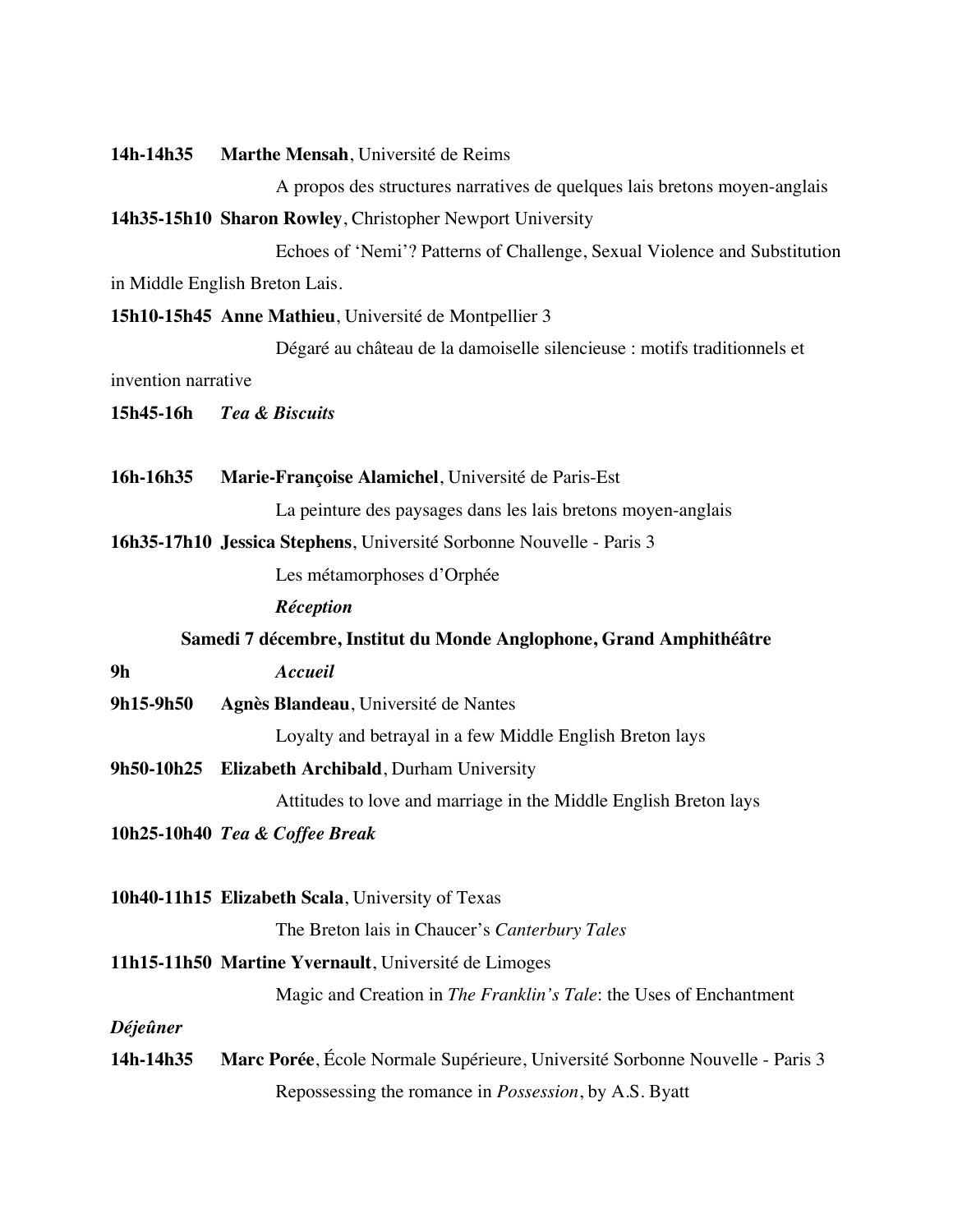**14h-14h35** **Marthe Mensah**, Université de Reims

A propos des structures narratives de quelques lais bretons moyen-anglais

**14h35-15h10** **Sharon Rowley**, Christopher Newport University

Echoes of 'Nemi'? Patterns of Challenge, Sexual Violence and Substitution in Middle English Breton Lais.

**15h10-15h45** **Anne Mathieu**, Université de Montpellier 3

Dégaré au château de la damoiselle silencieuse : motifs traditionnels et invention narrative

**15h45-16h** ***Tea & Biscuits***

**16h-16h35** **Marie-Françoise Alamichel**, Université de Paris-Est

La peinture des paysages dans les lais bretons moyen-anglais

**16h35-17h10** **Jessica Stephens**, Université Sorbonne Nouvelle - Paris 3

Les métamorphoses d'Orphée

***Réception***

**Samedi 7 décembre, Institut du Monde Anglophone, Grand Amphithéâtre**

**9h** ***Accueil***

**9h15-9h50** **Agnès Blandeau**, Université de Nantes

Loyalty and betrayal in a few Middle English Breton lays

**9h50-10h25** **Elizabeth Archibald**, Durham University

Attitudes to love and marriage in the Middle English Breton lays

**10h25-10h40** ***Tea & Coffee Break***

**10h40-11h15** **Elizabeth Scala**, University of Texas

The Breton lais in Chaucer's *Canterbury Tales*

**11h15-11h50** **Martine Yvernault**, Université de Limoges

Magic and Creation in *The Franklin's Tale*: the Uses of Enchantment

***Déjeûner***

**14h-14h35** **Marc Porée**, École Normale Supérieure, Université Sorbonne Nouvelle - Paris 3

Repossessing the romance in *Possession*, by A.S. Byatt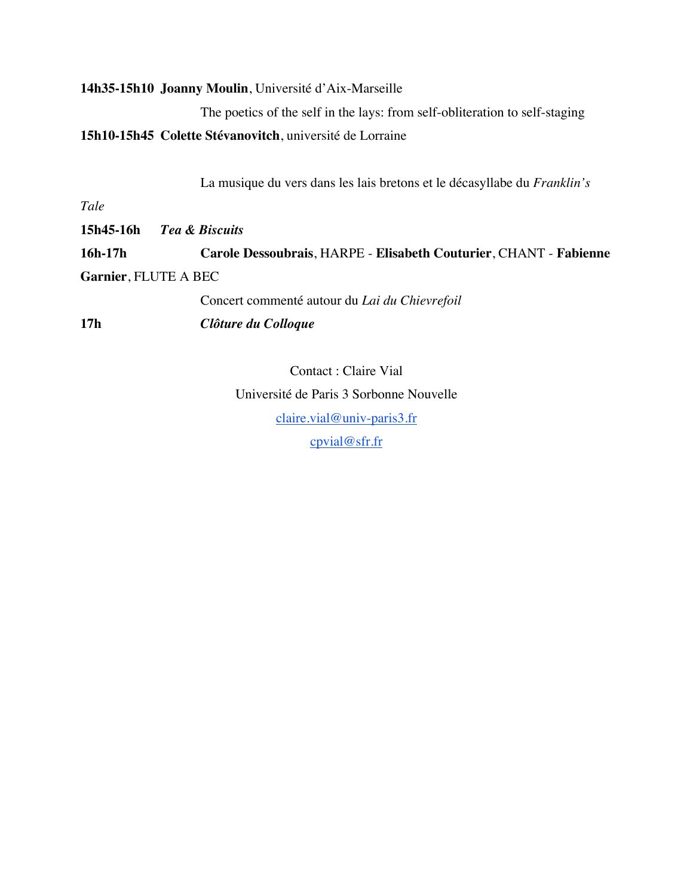**14h35-15h10** **Joanny Moulin**, Université d'Aix-Marseille

The poetics of the self in the lays: from self-obliteration to self-staging

**15h10-15h45** **Colette Stévanovitch**, université de Lorraine

La musique du vers dans les lais bretons et le décasyllabe du *Franklin's Tale*

**15h45-16h** ***Tea & Biscuits***

**16h-17h** **Carole Dessoubrais**, HARPE - **Elisabeth Couturier**, CHANT - **Fabienne Garnier**, FLUTE A BEC

Concert commenté autour du *Lai du Chievrefoil*

**17h** ***Clôture du Colloque***

Contact : Claire Vial

Université de Paris 3 Sorbonne Nouvelle

claire.vial@univ-paris3.fr

cpvial@sfr.fr